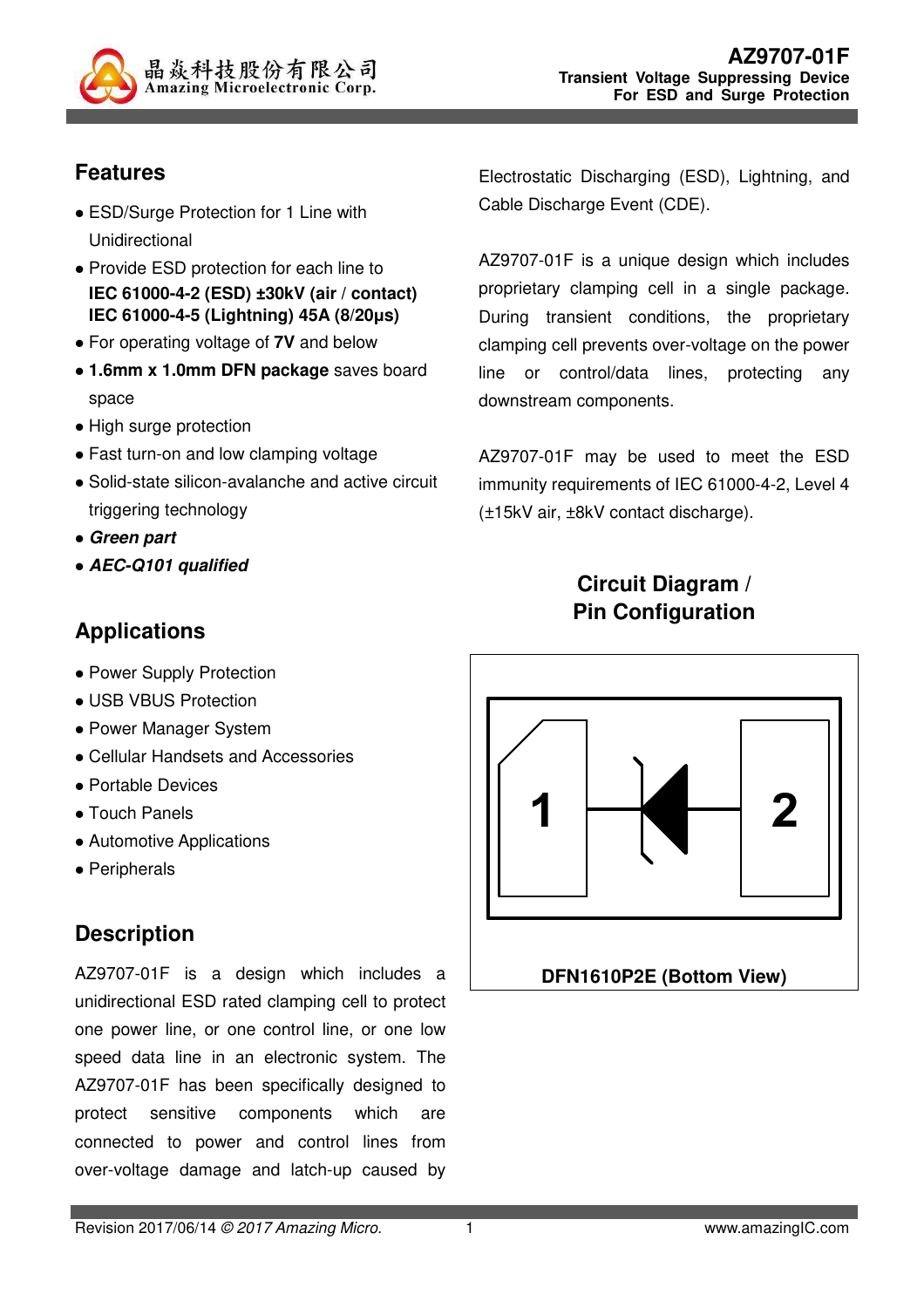晶焱科技股份有限公司
Amazing Microelectronic Corp.

# AZ9707-01F

**Transient Voltage Suppressing Device For ESD and Surge Protection**

## Features

- ESD/Surge Protection for 1 Line with Unidirectional
- Provide ESD protection for each line to **IEC 61000-4-2 (ESD) ±30kV (air / contact)** **IEC 61000-4-5 (Lightning) 45A (8/20µs)**
- For operating voltage of **7V** and below
- **1.6mm x 1.0mm DFN package** saves board space
- High surge protection
- Fast turn-on and low clamping voltage
- Solid-state silicon-avalanche and active circuit triggering technology
- ***Green part***
- ***AEC-Q101 qualified***

## Applications

- Power Supply Protection
- USB VBUS Protection
- Power Manager System
- Cellular Handsets and Accessories
- Portable Devices
- Touch Panels
- Automotive Applications
- Peripherals

## Description

AZ9707-01F is a design which includes a unidirectional ESD rated clamping cell to protect one power line, or one control line, or one low speed data line in an electronic system. The AZ9707-01F has been specifically designed to protect sensitive components which are connected to power and control lines from over-voltage damage and latch-up caused by Electrostatic Discharging (ESD), Lightning, and Cable Discharge Event (CDE).

AZ9707-01F is a unique design which includes proprietary clamping cell in a single package. During transient conditions, the proprietary clamping cell prevents over-voltage on the power line or control/data lines, protecting any downstream components.

AZ9707-01F may be used to meet the ESD immunity requirements of IEC 61000-4-2, Level 4 (±15kV air, ±8kV contact discharge).

## Circuit Diagram / Pin Configuration

1 2

DFN1610P2E (Bottom View)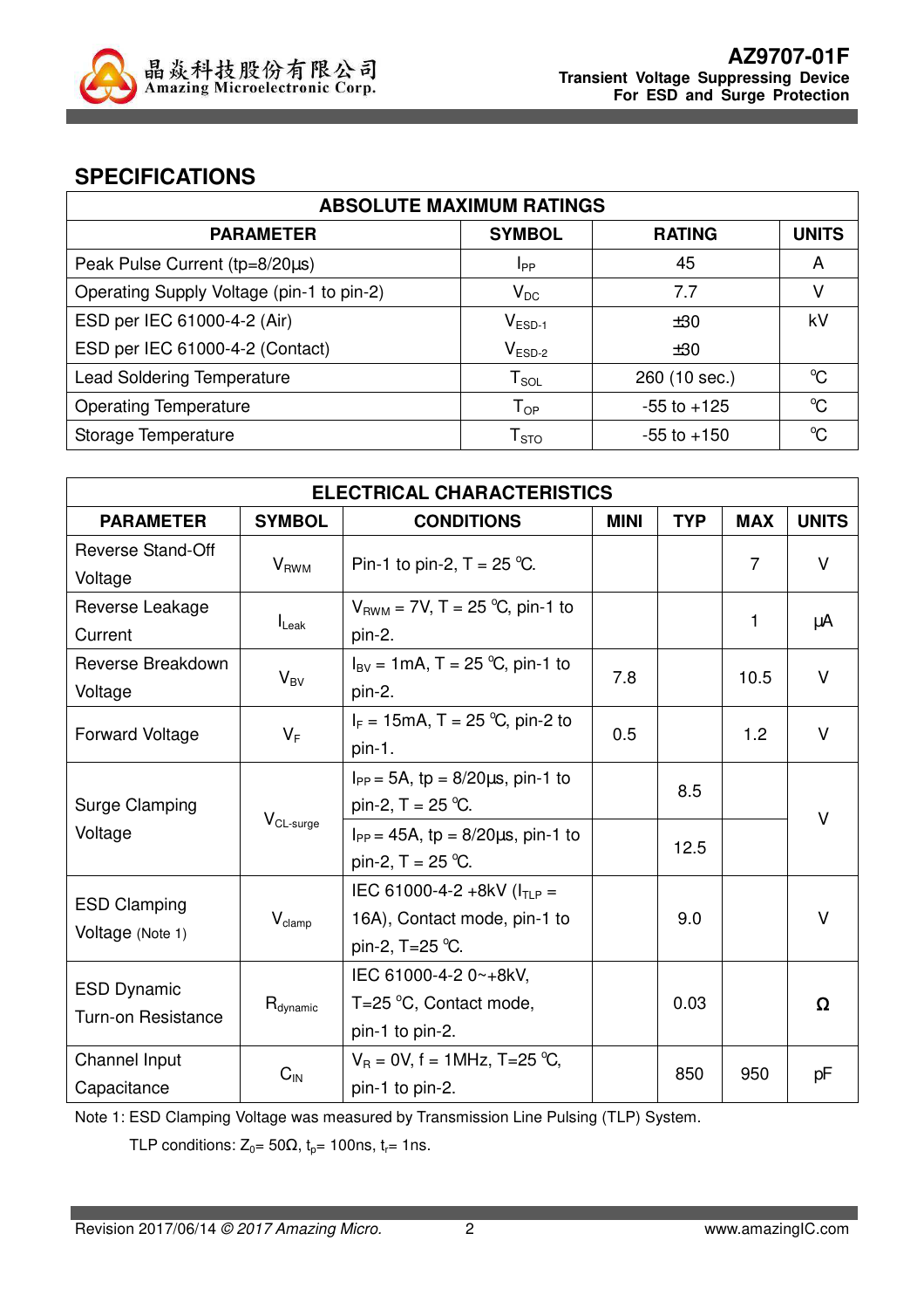## SPECIFICATIONS

| ABSOLUTE MAXIMUM RATINGS | | | |
|---|---|---|---|
| **PARAMETER** | **SYMBOL** | **RATING** | **UNITS** |
| Peak Pulse Current (tp=8/20μs) | $I_{PP}$ | 45 | A |
| Operating Supply Voltage (pin-1 to pin-2) | $V_{DC}$ | 7.7 | V |
| ESD per IEC 61000-4-2 (Air) | $V_{ESD-1}$ | ±30 | kV |
| ESD per IEC 61000-4-2 (Contact) | $V_{ESD-2}$ | ±30 | |
| Lead Soldering Temperature | $T_{SOL}$ | 260 (10 sec.) | ℃ |
| Operating Temperature | $T_{OP}$ | -55 to +125 | ℃ |
| Storage Temperature | $T_{STO}$ | -55 to +150 | ℃ |

| ELECTRICAL CHARACTERISTICS | | | | | | |
|---|---|---|---|---|---|---|
| **PARAMETER** | **SYMBOL** | **CONDITIONS** | **MINI** | **TYP** | **MAX** | **UNITS** |
| Reverse Stand-Off Voltage | $V_{RWM}$ | Pin-1 to pin-2, T = 25 ℃. | | | 7 | V |
| Reverse Leakage Current | $I_{Leak}$ | $V_{RWM}$ = 7V, T = 25 ℃, pin-1 to pin-2. | | | 1 | μA |
| Reverse Breakdown Voltage | $V_{BV}$ | $I_{BV}$ = 1mA, T = 25 ℃, pin-1 to pin-2. | 7.8 | | 10.5 | V |
| Forward Voltage | $V_F$ | $I_F$ = 15mA, T = 25 ℃, pin-2 to pin-1. | 0.5 | | 1.2 | V |
| Surge Clamping Voltage | $V_{CL-surge}$ | $I_{PP}$ = 5A, tp = 8/20μs, pin-1 to pin-2, T = 25 ℃. | | 8.5 | | V |
| | | $I_{PP}$ = 45A, tp = 8/20μs, pin-1 to pin-2, T = 25 ℃. | | 12.5 | | |
| ESD Clamping Voltage (Note 1) | $V_{clamp}$ | IEC 61000-4-2 +8kV ($I_{TLP}$ = 16A), Contact mode, pin-1 to pin-2, T=25 ℃. | | 9.0 | | V |
| ESD Dynamic Turn-on Resistance | $R_{dynamic}$ | IEC 61000-4-2 0~+8kV, T=25 ℃, Contact mode, pin-1 to pin-2. | | 0.03 | | Ω |
| Channel Input Capacitance | $C_{IN}$ | $V_R$ = 0V, f = 1MHz, T=25 ℃, pin-1 to pin-2. | | 850 | 950 | pF |

Note 1: ESD Clamping Voltage was measured by Transmission Line Pulsing (TLP) System.

TLP conditions: $Z_0$= 50Ω, $t_p$= 100ns, $t_r$= 1ns.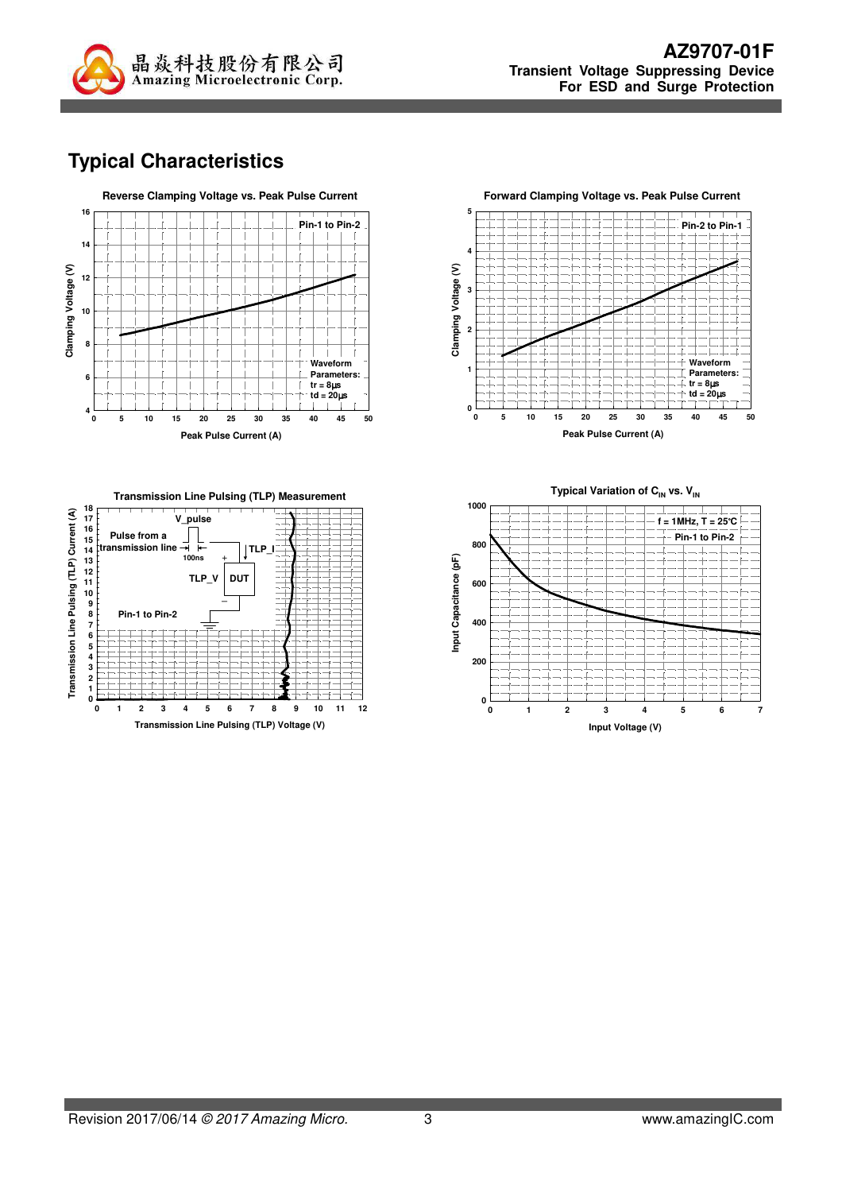# Typical Characteristics

**Reverse Clamping Voltage vs. Peak Pulse Current**

Pin-1 to Pin-2

Waveform Parameters: tr = 8μs, td = 20μs

Clamping Voltage (V) vs. Peak Pulse Current (A)

**Forward Clamping Voltage vs. Peak Pulse Current**

Pin-2 to Pin-1

Waveform Parameters: tr = 8μs, td = 20μs

Clamping Voltage (V) vs. Peak Pulse Current (A)

**Transmission Line Pulsing (TLP) Measurement**

Pulse from a transmission line, V_pulse, 100ns, TLP_I, TLP_V, DUT

Pin-1 to Pin-2

Transmission Line Pulsing (TLP) Current (A) vs. Transmission Line Pulsing (TLP) Voltage (V)

**Typical Variation of $C_{IN}$ vs. $V_{IN}$**

f = 1MHz, T = 25°C

Pin-1 to Pin-2

Input Capacitance (pF) vs. Input Voltage (V)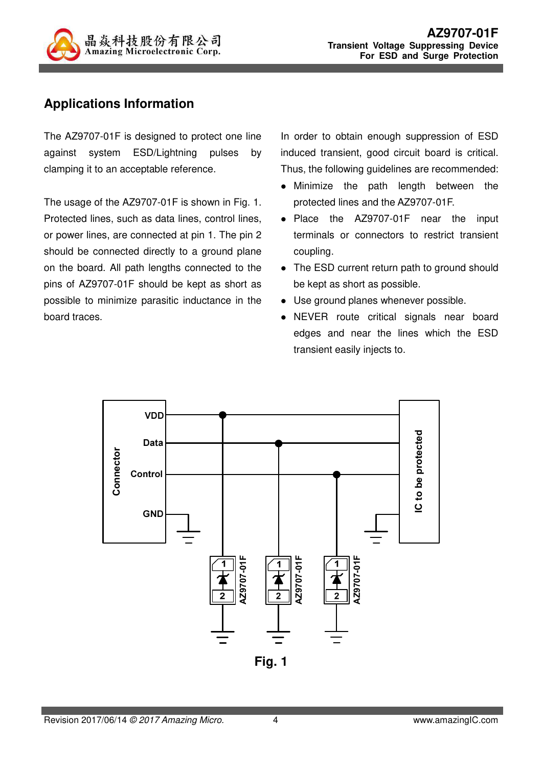## Applications Information

The AZ9707-01F is designed to protect one line against system ESD/Lightning pulses by clamping it to an acceptable reference.

The usage of the AZ9707-01F is shown in Fig. 1. Protected lines, such as data lines, control lines, or power lines, are connected at pin 1. The pin 2 should be connected directly to a ground plane on the board. All path lengths connected to the pins of AZ9707-01F should be kept as short as possible to minimize parasitic inductance in the board traces.

In order to obtain enough suppression of ESD induced transient, good circuit board is critical. Thus, the following guidelines are recommended:

- Minimize the path length between the protected lines and the AZ9707-01F.
- Place the AZ9707-01F near the input terminals or connectors to restrict transient coupling.
- The ESD current return path to ground should be kept as short as possible.
- Use ground planes whenever possible.
- NEVER route critical signals near board edges and near the lines which the ESD transient easily injects to.

Fig. 1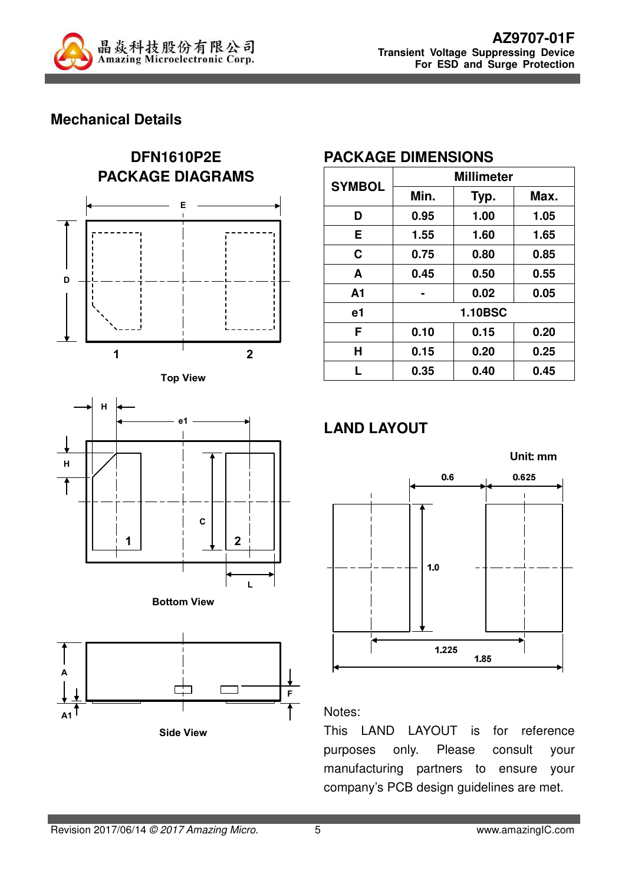## Mechanical Details

### DFN1610P2E PACKAGE DIAGRAMS

Top View

Bottom View

Side View

### PACKAGE DIMENSIONS

| SYMBOL | Millimeter | | |
|---|---|---|---|
| | Min. | Typ. | Max. |
| D | 0.95 | 1.00 | 1.05 |
| E | 1.55 | 1.60 | 1.65 |
| C | 0.75 | 0.80 | 0.85 |
| A | 0.45 | 0.50 | 0.55 |
| A1 | - | 0.02 | 0.05 |
| e1 | 1.10BSC | | |
| F | 0.10 | 0.15 | 0.20 |
| H | 0.15 | 0.20 | 0.25 |
| L | 0.35 | 0.40 | 0.45 |

### LAND LAYOUT

Unit: mm

Notes:

This LAND LAYOUT is for reference purposes only. Please consult your manufacturing partners to ensure your company's PCB design guidelines are met.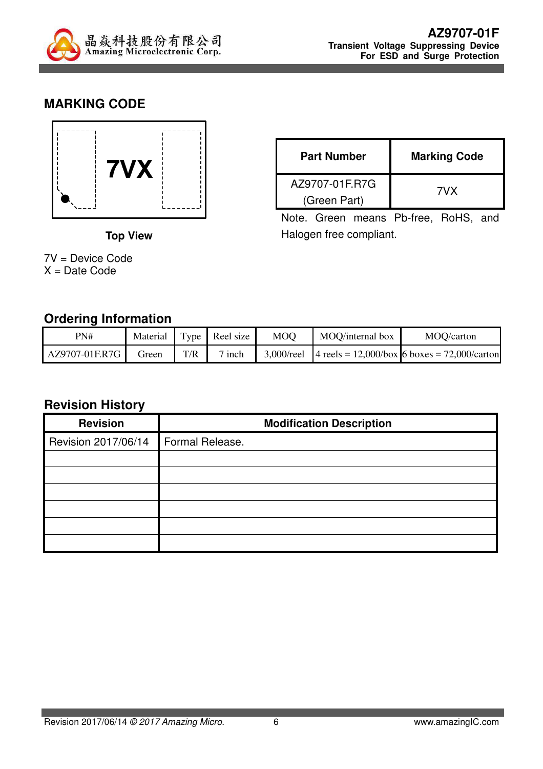## MARKING CODE

7VX

Top View

7V = Device Code
X = Date Code

| Part Number | Marking Code |
|---|---|
| AZ9707-01F.R7G (Green Part) | 7VX |

Note. Green means Pb-free, RoHS, and Halogen free compliant.

## Ordering Information

| PN# | Material | Type | Reel size | MOQ | MOQ/internal box | MOQ/carton |
|---|---|---|---|---|---|---|
| AZ9707-01F.R7G | Green | T/R | 7 inch | 3,000/reel | 4 reels = 12,000/box | 6 boxes = 72,000/carton |

## Revision History

| Revision | Modification Description |
|---|---|
| Revision 2017/06/14 | Formal Release. |
| | |
| | |
| | |
| | |
| | |
| | |